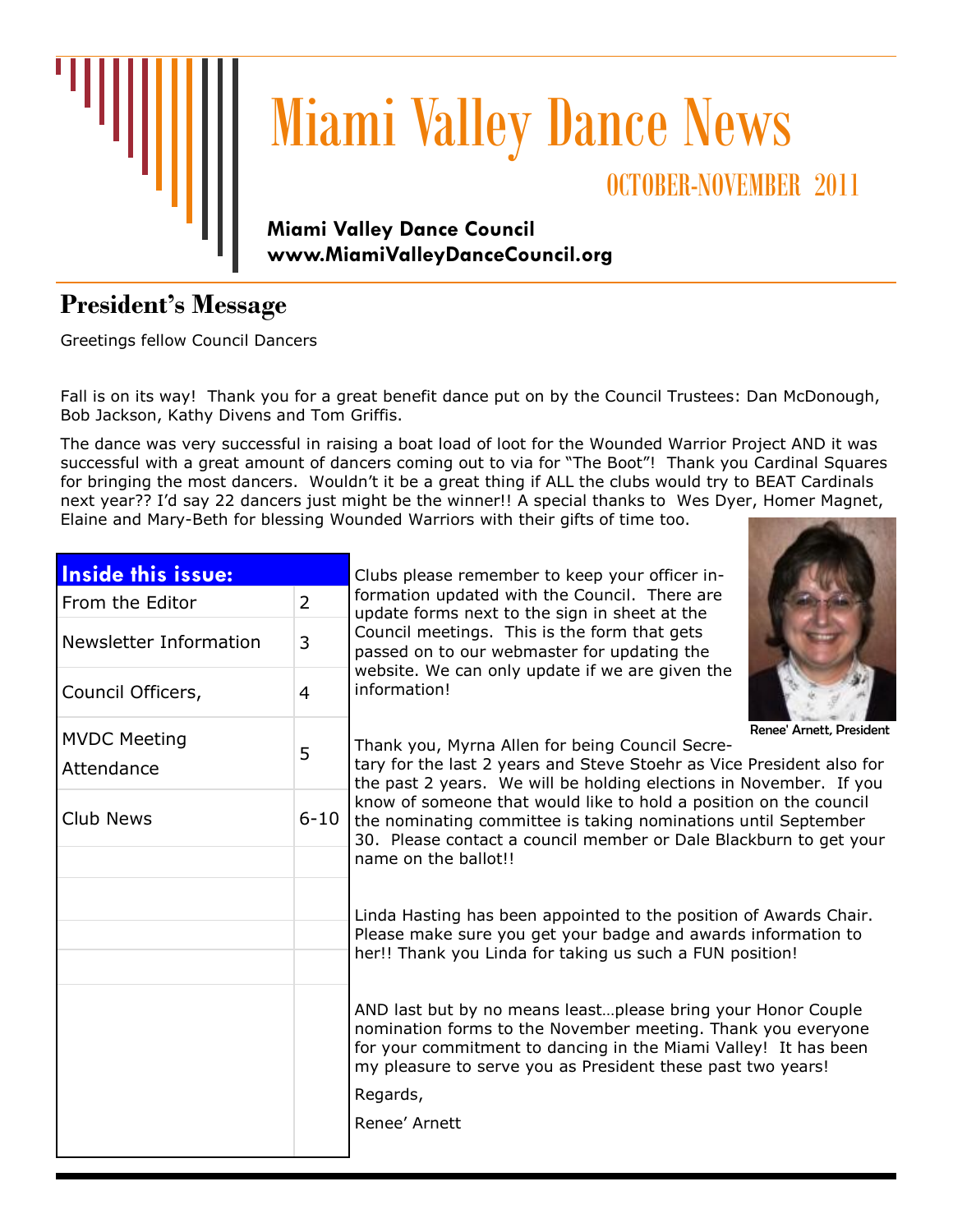# Miami Valley Dance News

OCTOBER-NOVEMBER 2011

**Miami Valley Dance Council**
**www.MiamiValleyDanceCouncil.org**

## President's Message

Greetings fellow Council Dancers

Fall is on its way! Thank you for a great benefit dance put on by the Council Trustees: Dan McDonough, Bob Jackson, Kathy Divens and Tom Griffis.

The dance was very successful in raising a boat load of loot for the Wounded Warrior Project AND it was successful with a great amount of dancers coming out to via for "The Boot"! Thank you Cardinal Squares for bringing the most dancers. Wouldn't it be a great thing if ALL the clubs would try to BEAT Cardinals next year?? I'd say 22 dancers just might be the winner!! A special thanks to Wes Dyer, Homer Magnet, Elaine and Mary-Beth for blessing Wounded Warriors with their gifts of time too.

| Inside this issue: | |
|---|---|
| From the Editor | 2 |
| Newsletter Information | 3 |
| Council Officers, | 4 |
| MVDC Meeting Attendance | 5 |
| Club News | 6-10 |

Clubs please remember to keep your officer information updated with the Council. There are update forms next to the sign in sheet at the Council meetings. This is the form that gets passed on to our webmaster for updating the website. We can only update if we are given the information!

Renee' Arnett, President

Thank you, Myrna Allen for being Council Secretary for the last 2 years and Steve Stoehr as Vice President also for the past 2 years. We will be holding elections in November. If you know of someone that would like to hold a position on the council the nominating committee is taking nominations until September 30. Please contact a council member or Dale Blackburn to get your name on the ballot!!

Linda Hasting has been appointed to the position of Awards Chair. Please make sure you get your badge and awards information to her!! Thank you Linda for taking us such a FUN position!

AND last but by no means least…please bring your Honor Couple nomination forms to the November meeting. Thank you everyone for your commitment to dancing in the Miami Valley! It has been my pleasure to serve you as President these past two years!

Regards,

Renee' Arnett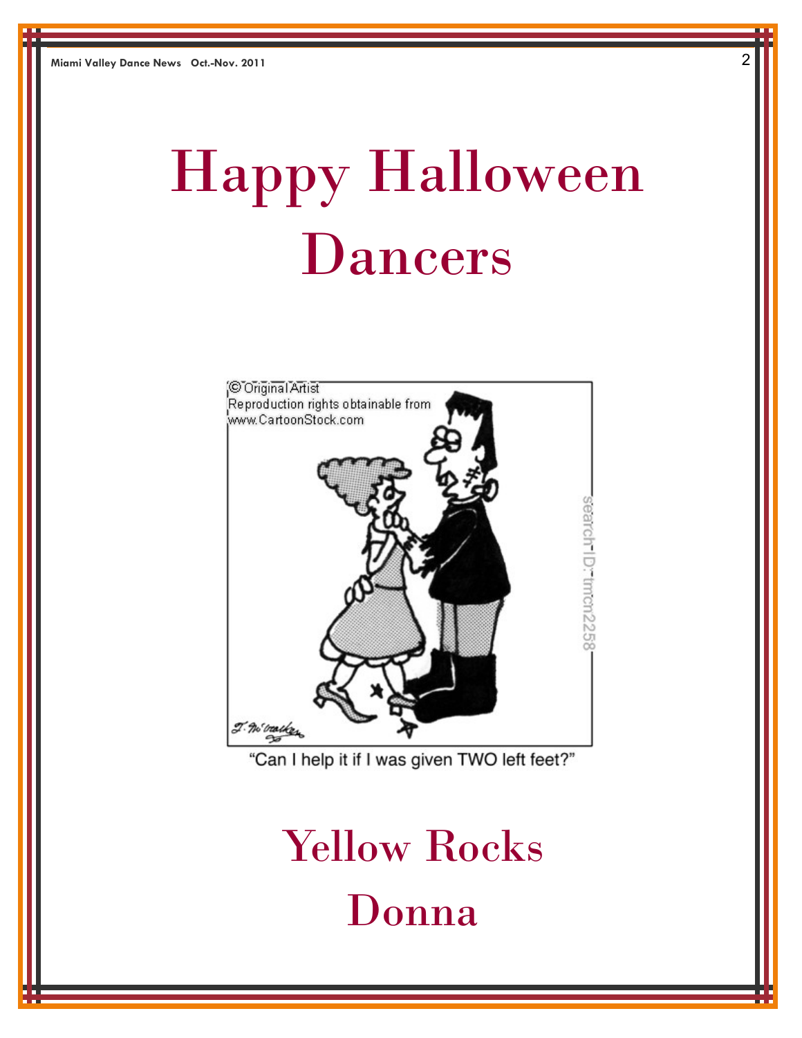# Happy Halloween Dancers

"Can I help it if I was given TWO left feet?"

## Yellow Rocks

## Donna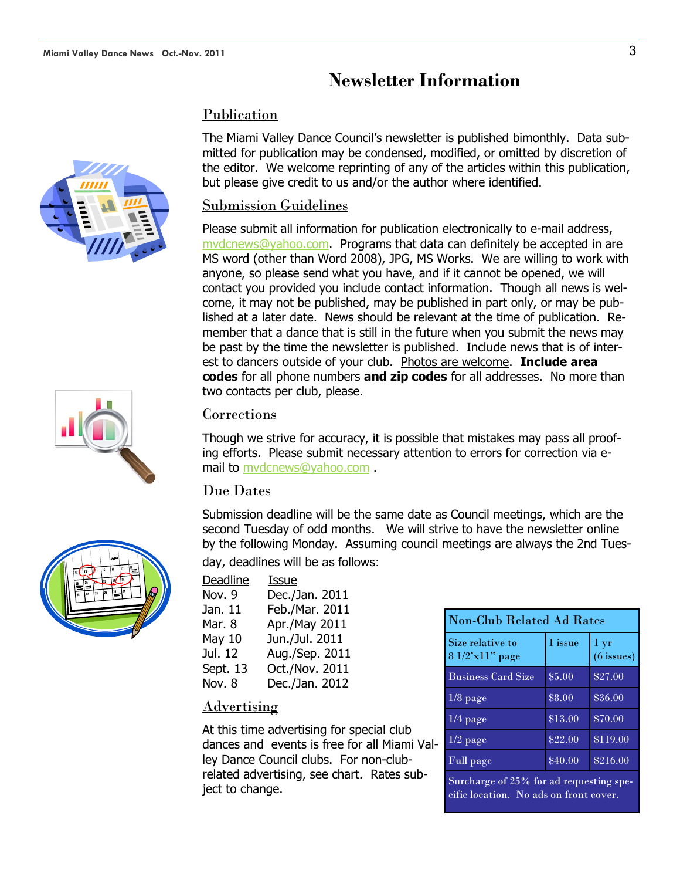# Newsletter Information

## Publication

The Miami Valley Dance Council's newsletter is published bimonthly. Data submitted for publication may be condensed, modified, or omitted by discretion of the editor. We welcome reprinting of any of the articles within this publication, but please give credit to us and/or the author where identified.

## Submission Guidelines

Please submit all information for publication electronically to e-mail address, mvdcnews@yahoo.com. Programs that data can definitely be accepted in are MS word (other than Word 2008), JPG, MS Works. We are willing to work with anyone, so please send what you have, and if it cannot be opened, we will contact you provided you include contact information. Though all news is welcome, it may not be published, may be published in part only, or may be published at a later date. News should be relevant at the time of publication. Remember that a dance that is still in the future when you submit the news may be past by the time the newsletter is published. Include news that is of interest to dancers outside of your club. Photos are welcome. **Include area codes** for all phone numbers **and zip codes** for all addresses. No more than two contacts per club, please.

## Corrections

Though we strive for accuracy, it is possible that mistakes may pass all proofing efforts. Please submit necessary attention to errors for correction via e-mail to mvdcnews@yahoo.com .

## Due Dates

Submission deadline will be the same date as Council meetings, which are the second Tuesday of odd months. We will strive to have the newsletter online by the following Monday. Assuming council meetings are always the 2nd Tuesday, deadlines will be as follows:

| Deadline | Issue |
|---|---|
| Nov. 9 | Dec./Jan. 2011 |
| Jan. 11 | Feb./Mar. 2011 |
| Mar. 8 | Apr./May 2011 |
| May 10 | Jun./Jul. 2011 |
| Jul. 12 | Aug./Sep. 2011 |
| Sept. 13 | Oct./Nov. 2011 |
| Nov. 8 | Dec./Jan. 2012 |

## Advertising

At this time advertising for special club dances and events is free for all Miami Valley Dance Council clubs. For non-club-related advertising, see chart. Rates subject to change.

**Non-Club Related Ad Rates**

| Size relative to 8 1/2'x11" page | 1 issue | 1 yr (6 issues) |
|---|---|---|
| Business Card Size | $5.00 | $27.00 |
| 1/8 page | $8.00 | $36.00 |
| 1/4 page | $13.00 | $70.00 |
| 1/2 page | $22.00 | $119.00 |
| Full page | $40.00 | $216.00 |

Surcharge of 25% for ad requesting specific location. No ads on front cover.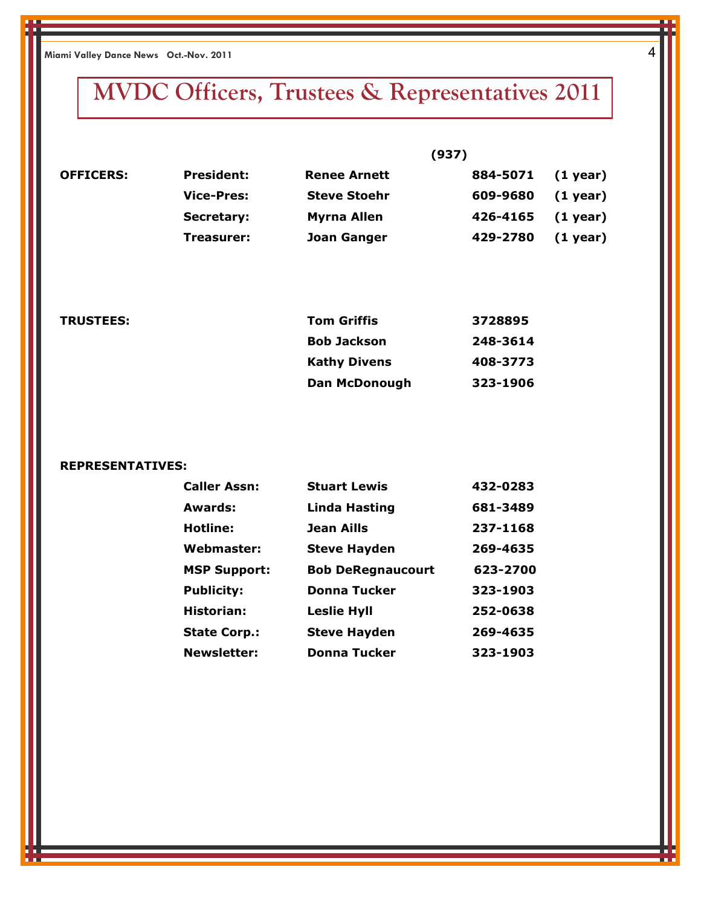# MVDC Officers, Trustees & Representatives 2011

| | | | (937) | |
|---|---|---|---|---|
| **OFFICERS:** | **President:** | **Renee Arnett** | **884-5071** | **(1 year)** |
| | **Vice-Pres:** | **Steve Stoehr** | **609-9680** | **(1 year)** |
| | **Secretary:** | **Myrna Allen** | **426-4165** | **(1 year)** |
| | **Treasurer:** | **Joan Ganger** | **429-2780** | **(1 year)** |
| **TRUSTEES:** | | **Tom Griffis** | **3728895** | |
| | | **Bob Jackson** | **248-3614** | |
| | | **Kathy Divens** | **408-3773** | |
| | | **Dan McDonough** | **323-1906** | |
| **REPRESENTATIVES:** | | | | |
| | **Caller Assn:** | **Stuart Lewis** | **432-0283** | |
| | **Awards:** | **Linda Hasting** | **681-3489** | |
| | **Hotline:** | **Jean Aills** | **237-1168** | |
| | **Webmaster:** | **Steve Hayden** | **269-4635** | |
| | **MSP Support:** | **Bob DeRegnaucourt** | **623-2700** | |
| | **Publicity:** | **Donna Tucker** | **323-1903** | |
| | **Historian:** | **Leslie Hyll** | **252-0638** | |
| | **State Corp.:** | **Steve Hayden** | **269-4635** | |
| | **Newsletter:** | **Donna Tucker** | **323-1903** | |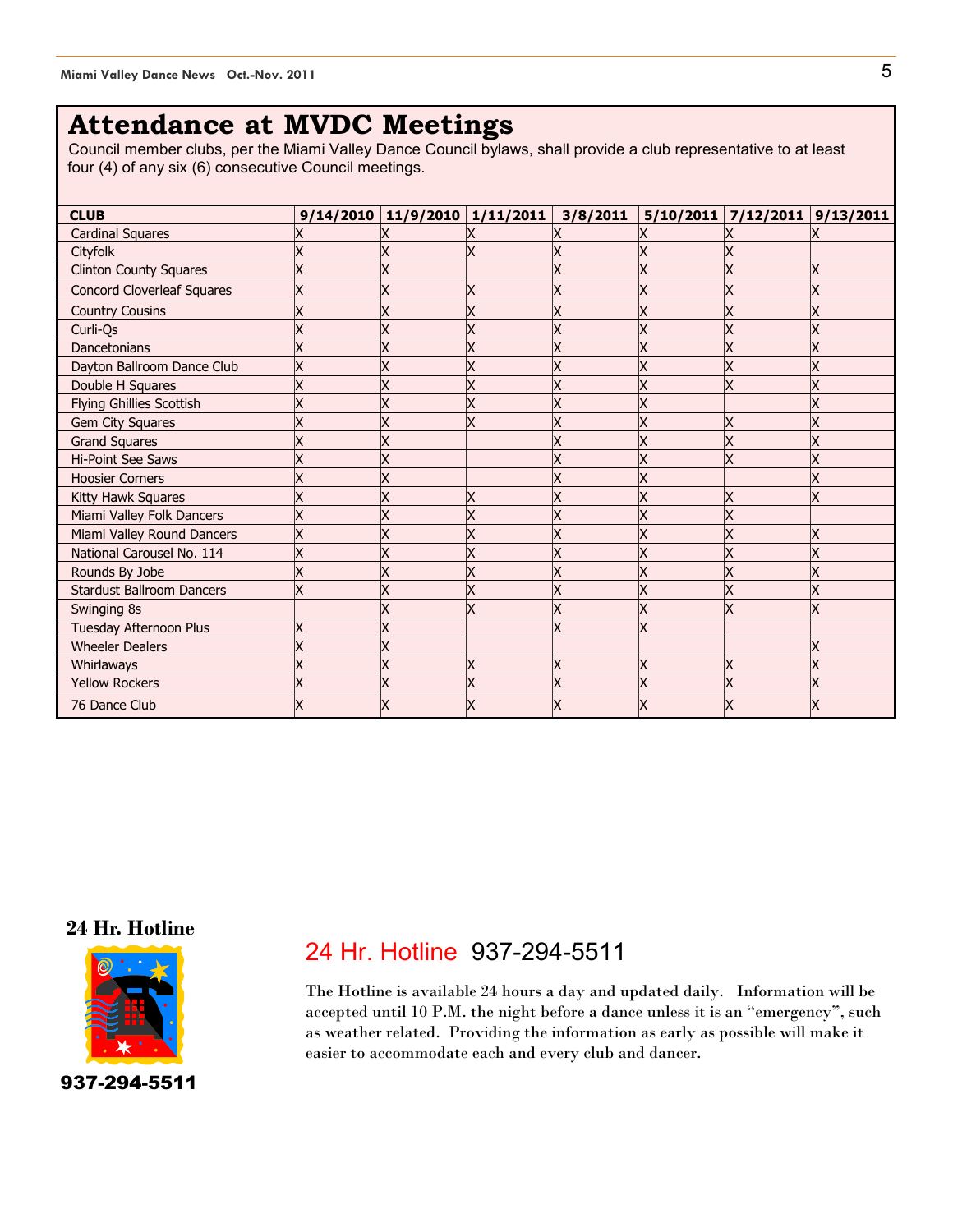# Attendance at MVDC Meetings

Council member clubs, per the Miami Valley Dance Council bylaws, shall provide a club representative to at least four (4) of any six (6) consecutive Council meetings.

| CLUB | 9/14/2010 | 11/9/2010 | 1/11/2011 | 3/8/2011 | 5/10/2011 | 7/12/2011 | 9/13/2011 |
|---|---|---|---|---|---|---|---|
| Cardinal Squares | X | X | X | X | X | X | X |
| Cityfolk | X | X | X | X | X | X | |
| Clinton County Squares | X | X | | X | X | X | X |
| Concord Cloverleaf Squares | X | X | X | X | X | X | X |
| Country Cousins | X | X | X | X | X | X | X |
| Curli-Qs | X | X | X | X | X | X | X |
| Dancetonians | X | X | X | X | X | X | X |
| Dayton Ballroom Dance Club | X | X | X | X | X | X | X |
| Double H Squares | X | X | X | X | X | X | X |
| Flying Ghillies Scottish | X | X | X | X | X | | X |
| Gem City Squares | X | X | X | X | X | X | X |
| Grand Squares | X | X | | X | X | X | X |
| Hi-Point See Saws | X | X | | X | X | X | X |
| Hoosier Corners | X | X | | X | X | | X |
| Kitty Hawk Squares | X | X | X | X | X | X | X |
| Miami Valley Folk Dancers | X | X | X | X | X | X | |
| Miami Valley Round Dancers | X | X | X | X | X | X | X |
| National Carousel No. 114 | X | X | X | X | X | X | X |
| Rounds By Jobe | X | X | X | X | X | X | X |
| Stardust Ballroom Dancers | X | X | X | X | X | X | X |
| Swinging 8s | | X | X | X | X | X | X |
| Tuesday Afternoon Plus | X | X | | X | X | | |
| Wheeler Dealers | X | X | | | | | X |
| Whirlaways | X | X | X | X | X | X | X |
| Yellow Rockers | X | X | X | X | X | X | X |
| 76 Dance Club | X | X | X | X | X | X | X |

**24 Hr. Hotline**

**937-294-5511**

## 24 Hr. Hotline 937-294-5511

The Hotline is available 24 hours a day and updated daily. Information will be accepted until 10 P.M. the night before a dance unless it is an "emergency", such as weather related. Providing the information as early as possible will make it easier to accommodate each and every club and dancer.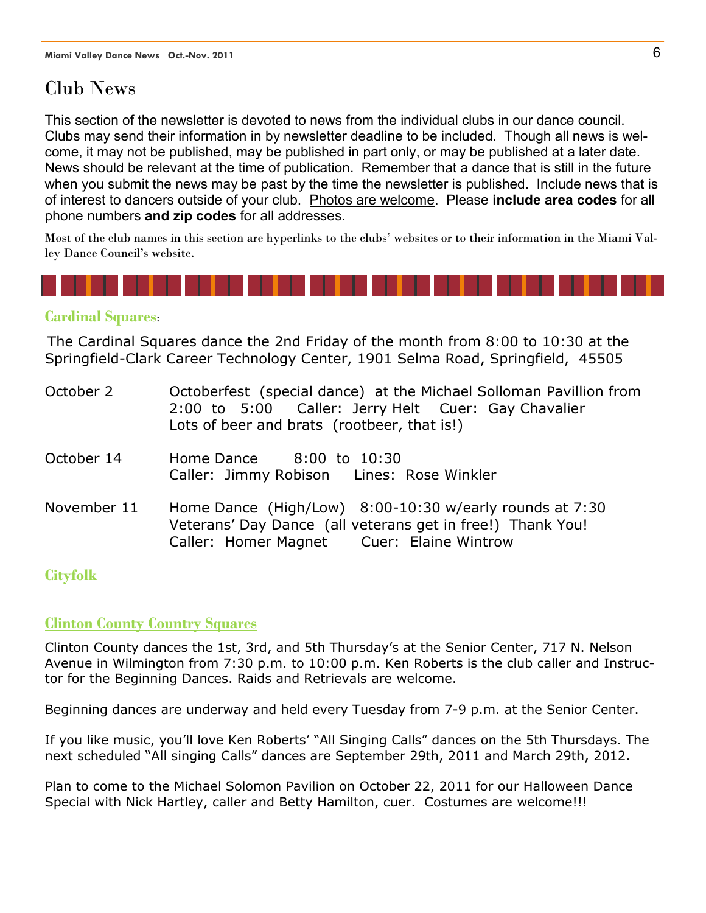# Club News

This section of the newsletter is devoted to news from the individual clubs in our dance council. Clubs may send their information in by newsletter deadline to be included. Though all news is welcome, it may not be published, may be published in part only, or may be published at a later date. News should be relevant at the time of publication. Remember that a dance that is still in the future when you submit the news may be past by the time the newsletter is published. Include news that is of interest to dancers outside of your club. Photos are welcome. Please **include area codes** for all phone numbers **and zip codes** for all addresses.

Most of the club names in this section are hyperlinks to the clubs' websites or to their information in the Miami Valley Dance Council's website.

## Cardinal Squares:

The Cardinal Squares dance the 2nd Friday of the month from 8:00 to 10:30 at the Springfield-Clark Career Technology Center, 1901 Selma Road, Springfield, 45505

October 2 — Octoberfest (special dance) at the Michael Solloman Pavillion from 2:00 to 5:00 Caller: Jerry Helt Cuer: Gay Chavalier
Lots of beer and brats (rootbeer, that is!)

October 14 — Home Dance 8:00 to 10:30
Caller: Jimmy Robison Lines: Rose Winkler

November 11 — Home Dance (High/Low) 8:00-10:30 w/early rounds at 7:30
Veterans' Day Dance (all veterans get in free!) Thank You!
Caller: Homer Magnet Cuer: Elaine Wintrow

## Cityfolk

## Clinton County Country Squares

Clinton County dances the 1st, 3rd, and 5th Thursday's at the Senior Center, 717 N. Nelson Avenue in Wilmington from 7:30 p.m. to 10:00 p.m. Ken Roberts is the club caller and Instructor for the Beginning Dances. Raids and Retrievals are welcome.

Beginning dances are underway and held every Tuesday from 7-9 p.m. at the Senior Center.

If you like music, you'll love Ken Roberts' "All Singing Calls" dances on the 5th Thursdays. The next scheduled "All singing Calls" dances are September 29th, 2011 and March 29th, 2012.

Plan to come to the Michael Solomon Pavilion on October 22, 2011 for our Halloween Dance Special with Nick Hartley, caller and Betty Hamilton, cuer. Costumes are welcome!!!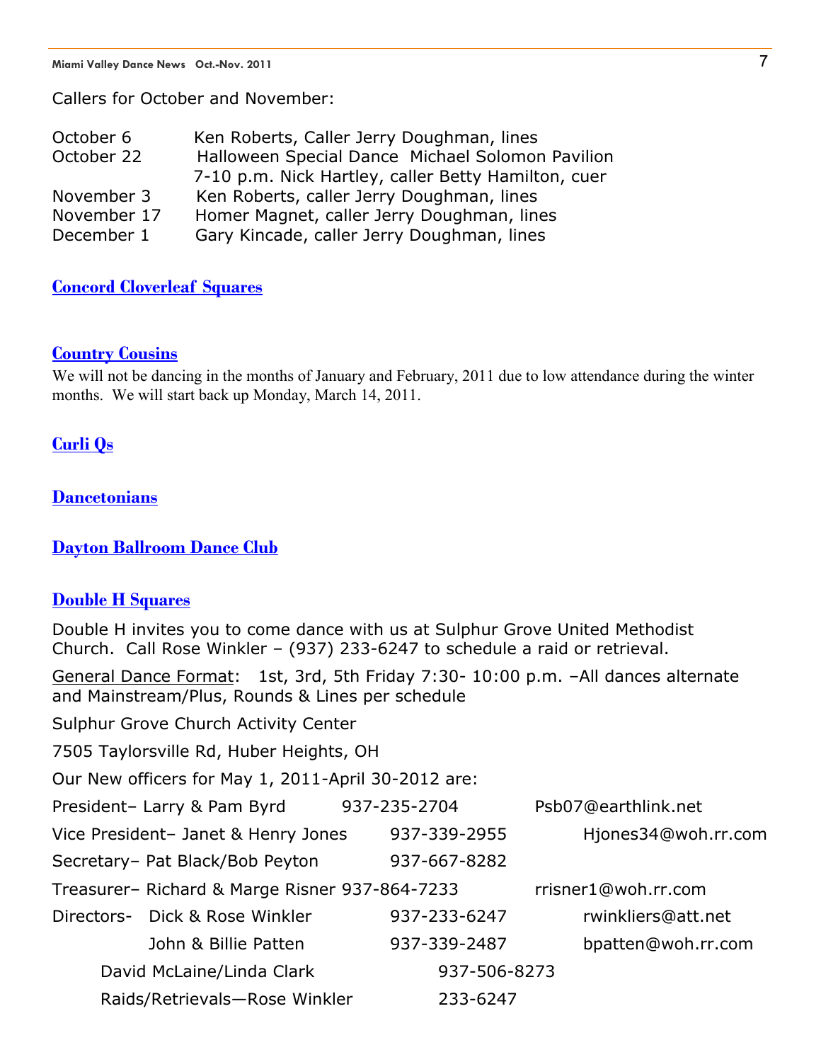Callers for October and November:

| | |
|---|---|
| October 6 | Ken Roberts, Caller Jerry Doughman, lines |
| October 22 | Halloween Special Dance Michael Solomon Pavilion 7-10 p.m. Nick Hartley, caller Betty Hamilton, cuer |
| November 3 | Ken Roberts, caller Jerry Doughman, lines |
| November 17 | Homer Magnet, caller Jerry Doughman, lines |
| December 1 | Gary Kincade, caller Jerry Doughman, lines |

## Concord Cloverleaf Squares

## Country Cousins

We will not be dancing in the months of January and February, 2011 due to low attendance during the winter months. We will start back up Monday, March 14, 2011.

## Curli Qs

## Dancetonians

## Dayton Ballroom Dance Club

## Double H Squares

Double H invites you to come dance with us at Sulphur Grove United Methodist Church. Call Rose Winkler – (937) 233-6247 to schedule a raid or retrieval.

General Dance Format: 1st, 3rd, 5th Friday 7:30- 10:00 p.m. –All dances alternate and Mainstream/Plus, Rounds & Lines per schedule

Sulphur Grove Church Activity Center

7505 Taylorsville Rd, Huber Heights, OH

Our New officers for May 1, 2011-April 30-2012 are:

| | | |
|---|---|---|
| President– Larry & Pam Byrd | 937-235-2704 | Psb07@earthlink.net |
| Vice President– Janet & Henry Jones | 937-339-2955 | Hjones34@woh.rr.com |
| Secretary– Pat Black/Bob Peyton | 937-667-8282 | |
| Treasurer– Richard & Marge Risner | 937-864-7233 | rrisner1@woh.rr.com |
| Directors- Dick & Rose Winkler | 937-233-6247 | rwinkliers@att.net |
| John & Billie Patten | 937-339-2487 | bpatten@woh.rr.com |
| David McLaine/Linda Clark | 937-506-8273 | |
| Raids/Retrievals—Rose Winkler | 233-6247 | |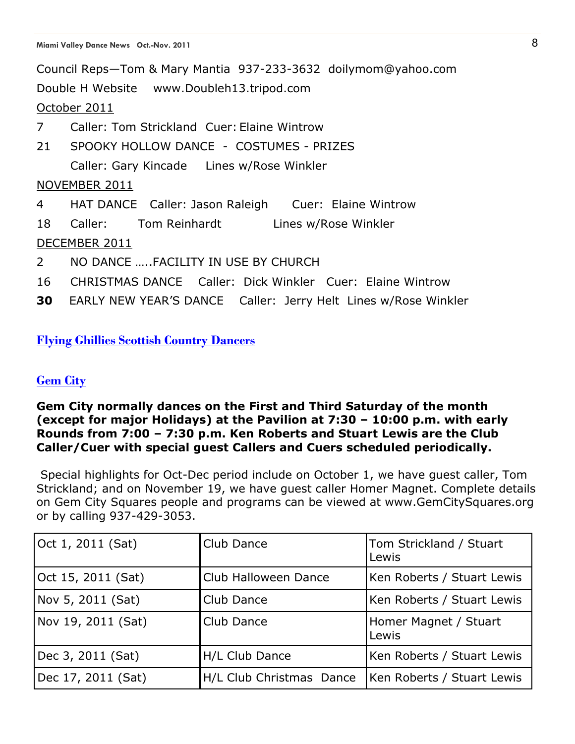Council Reps—Tom & Mary Mantia 937-233-3632 doilymom@yahoo.com

Double H Website www.Doubleh13.tripod.com

October 2011

7 Caller: Tom Strickland Cuer: Elaine Wintrow

21 SPOOKY HOLLOW DANCE - COSTUMES - PRIZES

Caller: Gary Kincade Lines w/Rose Winkler

NOVEMBER 2011

4 HAT DANCE Caller: Jason Raleigh Cuer: Elaine Wintrow

18 Caller: Tom Reinhardt Lines w/Rose Winkler

DECEMBER 2011

2 NO DANCE …..FACILITY IN USE BY CHURCH

16 CHRISTMAS DANCE Caller: Dick Winkler Cuer: Elaine Wintrow

**30** EARLY NEW YEAR'S DANCE Caller: Jerry Helt Lines w/Rose Winkler

## Flying Ghillies Scottish Country Dancers

## Gem City

**Gem City normally dances on the First and Third Saturday of the month (except for major Holidays) at the Pavilion at 7:30 – 10:00 p.m. with early Rounds from 7:00 – 7:30 p.m. Ken Roberts and Stuart Lewis are the Club Caller/Cuer with special guest Callers and Cuers scheduled periodically.**

Special highlights for Oct-Dec period include on October 1, we have guest caller, Tom Strickland; and on November 19, we have guest caller Homer Magnet. Complete details on Gem City Squares people and programs can be viewed at www.GemCitySquares.org or by calling 937-429-3053.

| | | |
|---|---|---|
| Oct 1, 2011 (Sat) | Club Dance | Tom Strickland / Stuart Lewis |
| Oct 15, 2011 (Sat) | Club Halloween Dance | Ken Roberts / Stuart Lewis |
| Nov 5, 2011 (Sat) | Club Dance | Ken Roberts / Stuart Lewis |
| Nov 19, 2011 (Sat) | Club Dance | Homer Magnet / Stuart Lewis |
| Dec 3, 2011 (Sat) | H/L Club Dance | Ken Roberts / Stuart Lewis |
| Dec 17, 2011 (Sat) | H/L Club Christmas Dance | Ken Roberts / Stuart Lewis |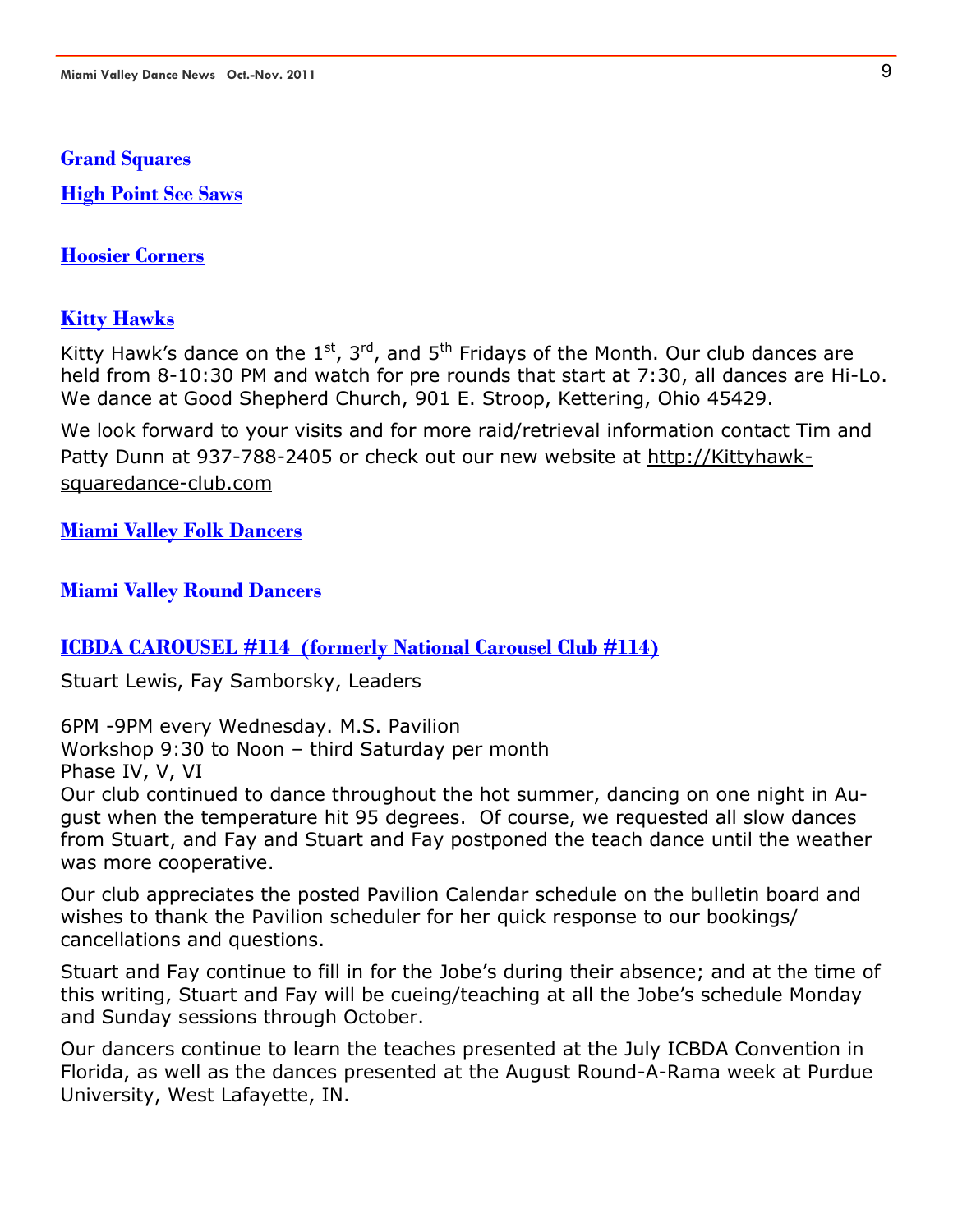## Grand Squares

## High Point See Saws

## Hoosier Corners

## Kitty Hawks

Kitty Hawk's dance on the 1st, 3rd, and 5th Fridays of the Month. Our club dances are held from 8-10:30 PM and watch for pre rounds that start at 7:30, all dances are Hi-Lo. We dance at Good Shepherd Church, 901 E. Stroop, Kettering, Ohio 45429.

We look forward to your visits and for more raid/retrieval information contact Tim and Patty Dunn at 937-788-2405 or check out our new website at http://Kittyhawk-squaredance-club.com

## Miami Valley Folk Dancers

## Miami Valley Round Dancers

## ICBDA CAROUSEL #114 (formerly National Carousel Club #114)

Stuart Lewis, Fay Samborsky, Leaders

6PM -9PM every Wednesday. M.S. Pavilion
Workshop 9:30 to Noon – third Saturday per month
Phase IV, V, VI

Our club continued to dance throughout the hot summer, dancing on one night in August when the temperature hit 95 degrees. Of course, we requested all slow dances from Stuart, and Fay and Stuart and Fay postponed the teach dance until the weather was more cooperative.

Our club appreciates the posted Pavilion Calendar schedule on the bulletin board and wishes to thank the Pavilion scheduler for her quick response to our bookings/ cancellations and questions.

Stuart and Fay continue to fill in for the Jobe's during their absence; and at the time of this writing, Stuart and Fay will be cueing/teaching at all the Jobe's schedule Monday and Sunday sessions through October.

Our dancers continue to learn the teaches presented at the July ICBDA Convention in Florida, as well as the dances presented at the August Round-A-Rama week at Purdue University, West Lafayette, IN.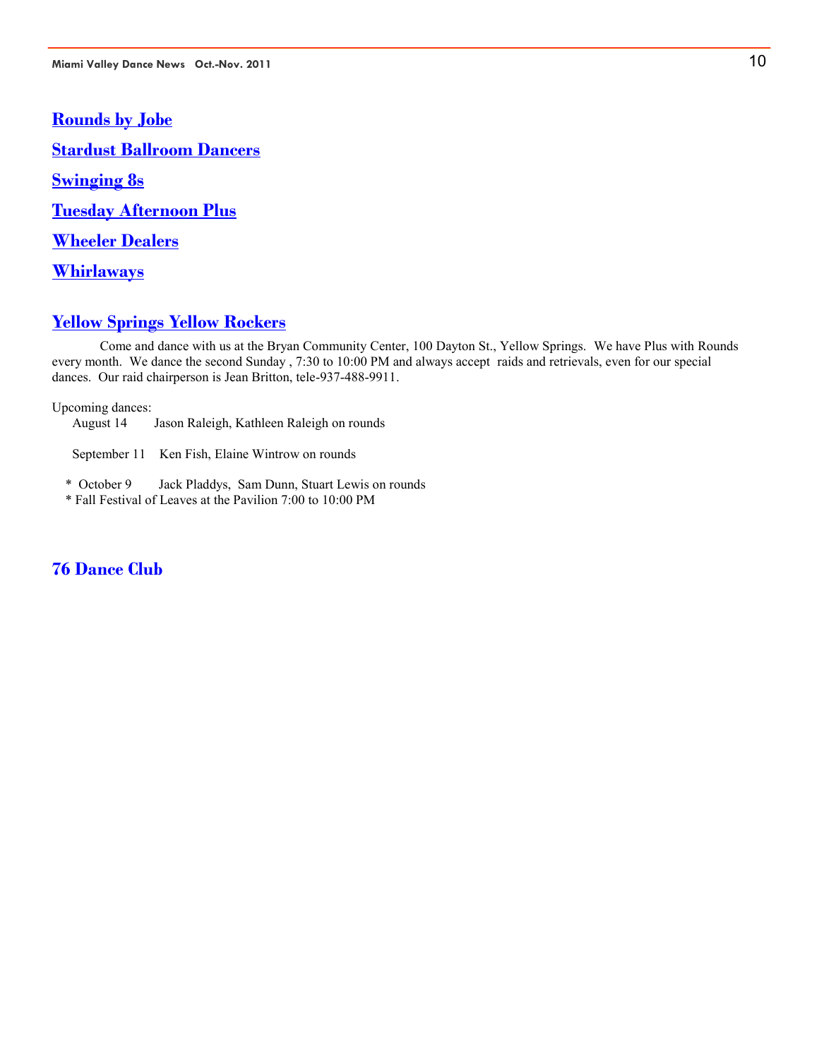## [Rounds by Jobe]

## [Stardust Ballroom Dancers]

## [Swinging 8s]

## [Tuesday Afternoon Plus]

## [Wheeler Dealers]

## [Whirlaways]

## [Yellow Springs Yellow Rockers]

Come and dance with us at the Bryan Community Center, 100 Dayton St., Yellow Springs. We have Plus with Rounds every month. We dance the second Sunday , 7:30 to 10:00 PM and always accept raids and retrievals, even for our special dances. Our raid chairperson is Jean Britton, tele-937-488-9911.

Upcoming dances:

August 14 Jason Raleigh, Kathleen Raleigh on rounds

September 11 Ken Fish, Elaine Wintrow on rounds

\* October 9 Jack Pladdys, Sam Dunn, Stuart Lewis on rounds

\* Fall Festival of Leaves at the Pavilion 7:00 to 10:00 PM

## 76 Dance Club